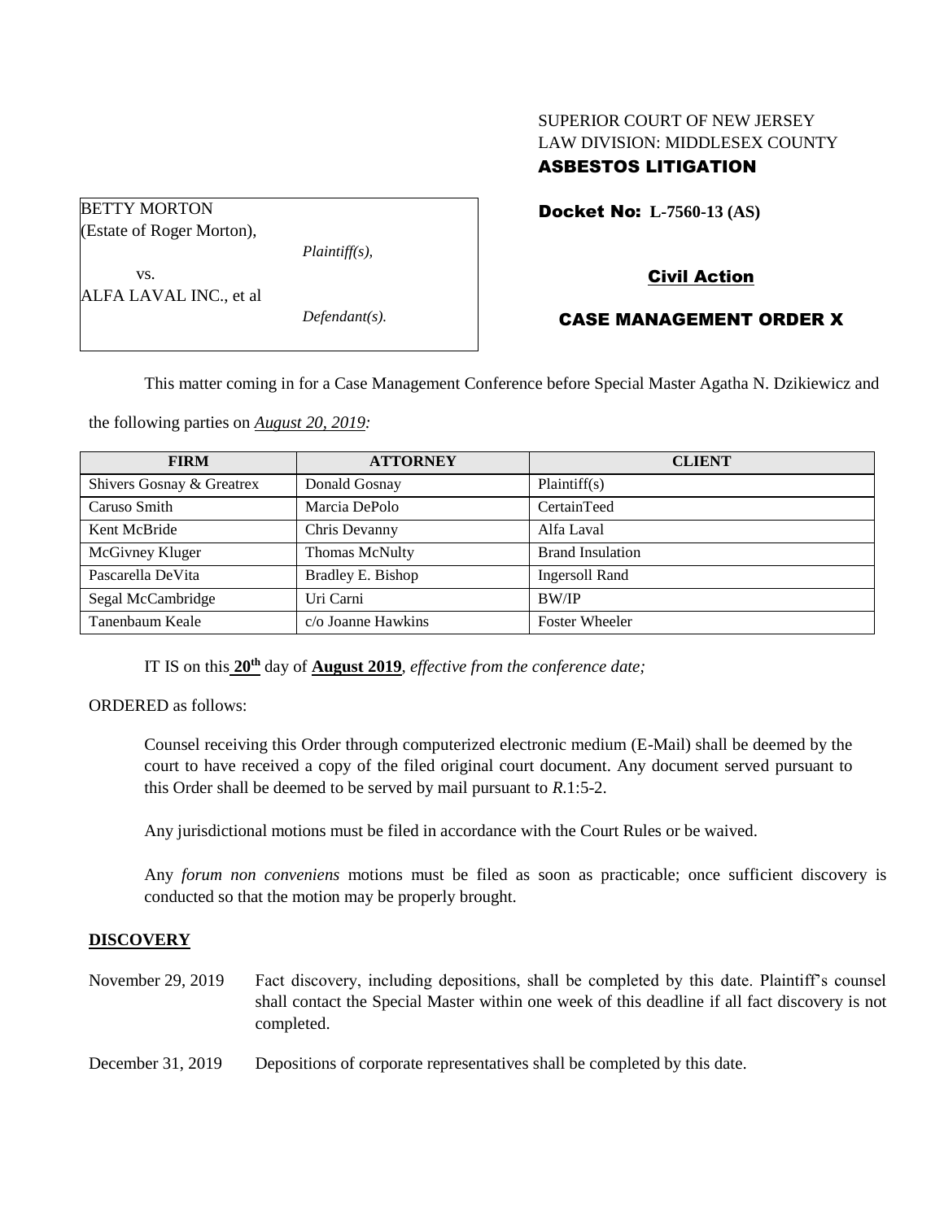SUPERIOR COURT OF NEW JERSEY
LAW DIVISION: MIDDLESEX COUNTY
**ASBESTOS LITIGATION**

BETTY MORTON
(Estate of Roger Morton),
*Plaintiff(s),*
vs.
ALFA LAVAL INC., et al
*Defendant(s).*

**Docket No: L-7560-13 (AS)**

**Civil Action**

**CASE MANAGEMENT ORDER X**

This matter coming in for a Case Management Conference before Special Master Agatha N. Dzikiewicz and the following parties on *August 20, 2019:*

| FIRM | ATTORNEY | CLIENT |
| --- | --- | --- |
| Shivers Gosnay & Greatrex | Donald Gosnay | Plaintiff(s) |
| Caruso Smith | Marcia DePolo | CertainTeed |
| Kent McBride | Chris Devanny | Alfa Laval |
| McGivney Kluger | Thomas McNulty | Brand Insulation |
| Pascarella DeVita | Bradley E. Bishop | Ingersoll Rand |
| Segal McCambridge | Uri Carni | BW/IP |
| Tanenbaum Keale | c/o Joanne Hawkins | Foster Wheeler |

IT IS on this **20th** day of **August 2019**, *effective from the conference date;*

ORDERED as follows:

Counsel receiving this Order through computerized electronic medium (E-Mail) shall be deemed by the court to have received a copy of the filed original court document. Any document served pursuant to this Order shall be deemed to be served by mail pursuant to *R*.1:5-2.

Any jurisdictional motions must be filed in accordance with the Court Rules or be waived.

Any *forum non conveniens* motions must be filed as soon as practicable; once sufficient discovery is conducted so that the motion may be properly brought.

## DISCOVERY

November 29, 2019 Fact discovery, including depositions, shall be completed by this date. Plaintiff's counsel shall contact the Special Master within one week of this deadline if all fact discovery is not completed.

December 31, 2019 Depositions of corporate representatives shall be completed by this date.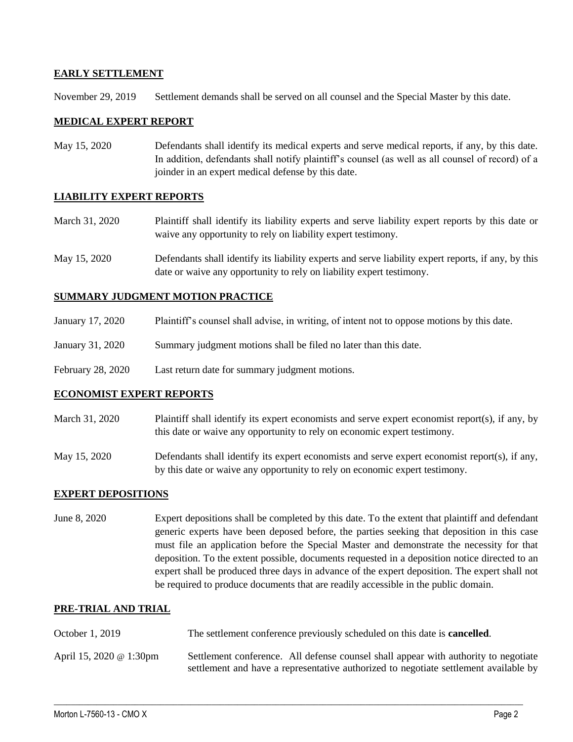**EARLY SETTLEMENT**

| | |
|---|---|
| November 29, 2019 | Settlement demands shall be served on all counsel and the Special Master by this date. |

**MEDICAL EXPERT REPORT**

| | |
|---|---|
| May 15, 2020 | Defendants shall identify its medical experts and serve medical reports, if any, by this date. In addition, defendants shall notify plaintiff's counsel (as well as all counsel of record) of a joinder in an expert medical defense by this date. |

**LIABILITY EXPERT REPORTS**

| | |
|---|---|
| March 31, 2020 | Plaintiff shall identify its liability experts and serve liability expert reports by this date or waive any opportunity to rely on liability expert testimony. |
| May 15, 2020 | Defendants shall identify its liability experts and serve liability expert reports, if any, by this date or waive any opportunity to rely on liability expert testimony. |

**SUMMARY JUDGMENT MOTION PRACTICE**

| | |
|---|---|
| January 17, 2020 | Plaintiff's counsel shall advise, in writing, of intent not to oppose motions by this date. |
| January 31, 2020 | Summary judgment motions shall be filed no later than this date. |
| February 28, 2020 | Last return date for summary judgment motions. |

**ECONOMIST EXPERT REPORTS**

| | |
|---|---|
| March 31, 2020 | Plaintiff shall identify its expert economists and serve expert economist report(s), if any, by this date or waive any opportunity to rely on economic expert testimony. |
| May 15, 2020 | Defendants shall identify its expert economists and serve expert economist report(s), if any, by this date or waive any opportunity to rely on economic expert testimony. |

**EXPERT DEPOSITIONS**

| | |
|---|---|
| June 8, 2020 | Expert depositions shall be completed by this date. To the extent that plaintiff and defendant generic experts have been deposed before, the parties seeking that deposition in this case must file an application before the Special Master and demonstrate the necessity for that deposition. To the extent possible, documents requested in a deposition notice directed to an expert shall be produced three days in advance of the expert deposition. The expert shall not be required to produce documents that are readily accessible in the public domain. |

**PRE-TRIAL AND TRIAL**

| | |
|---|---|
| October 1, 2019 | The settlement conference previously scheduled on this date is **cancelled**. |
| April 15, 2020 @ 1:30pm | Settlement conference. All defense counsel shall appear with authority to negotiate settlement and have a representative authorized to negotiate settlement available by |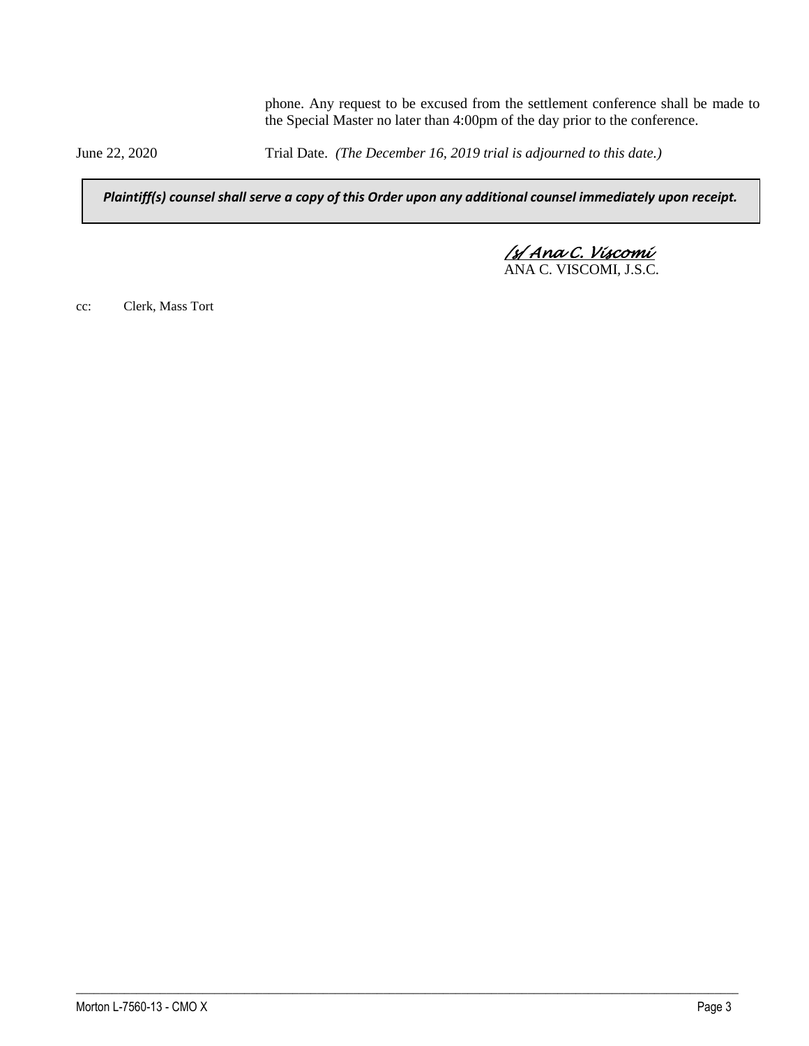phone. Any request to be excused from the settlement conference shall be made to the Special Master no later than 4:00pm of the day prior to the conference.

| | |
|---|---|
| June 22, 2020 | Trial Date. *(The December 16, 2019 trial is adjourned to this date.)* |

***Plaintiff(s) counsel shall serve a copy of this Order upon any additional counsel immediately upon receipt.***

*/s/ Ana C. Viscomi*
ANA C. VISCOMI, J.S.C.

cc: Clerk, Mass Tort